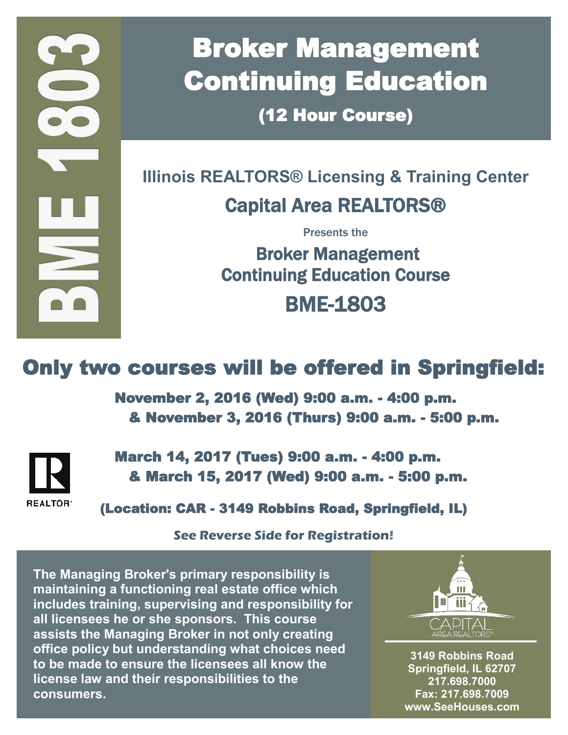BME 1803

# Broker Management Continuing Education

## (12 Hour Course)

**Illinois REALTORS® Licensing & Training Center**

## Capital Area REALTORS®

Presents the

### Broker Management Continuing Education Course

## BME-1803

## Only two courses will be offered in Springfield:

**November 2, 2016 (Wed) 9:00 a.m. - 4:00 p.m.**
**& November 3, 2016 (Thurs) 9:00 a.m. - 5:00 p.m.**

**March 14, 2017 (Tues) 9:00 a.m. - 4:00 p.m.**
**& March 15, 2017 (Wed) 9:00 a.m. - 5:00 p.m.**

REALTOR®

**(Location: CAR - 3149 Robbins Road, Springfield, IL)**

***See Reverse Side for Registration!***

**The Managing Broker's primary responsibility is maintaining a functioning real estate office which includes training, supervising and responsibility for all licensees he or she sponsors. This course assists the Managing Broker in not only creating office policy but understanding what choices need to be made to ensure the licensees all know the license law and their responsibilities to the consumers.**

CAPITAL AREA REALTORS®

**3149 Robbins Road**
**Springfield, IL 62707**
**217.698.7000**
**Fax: 217.698.7009**
**www.SeeHouses.com**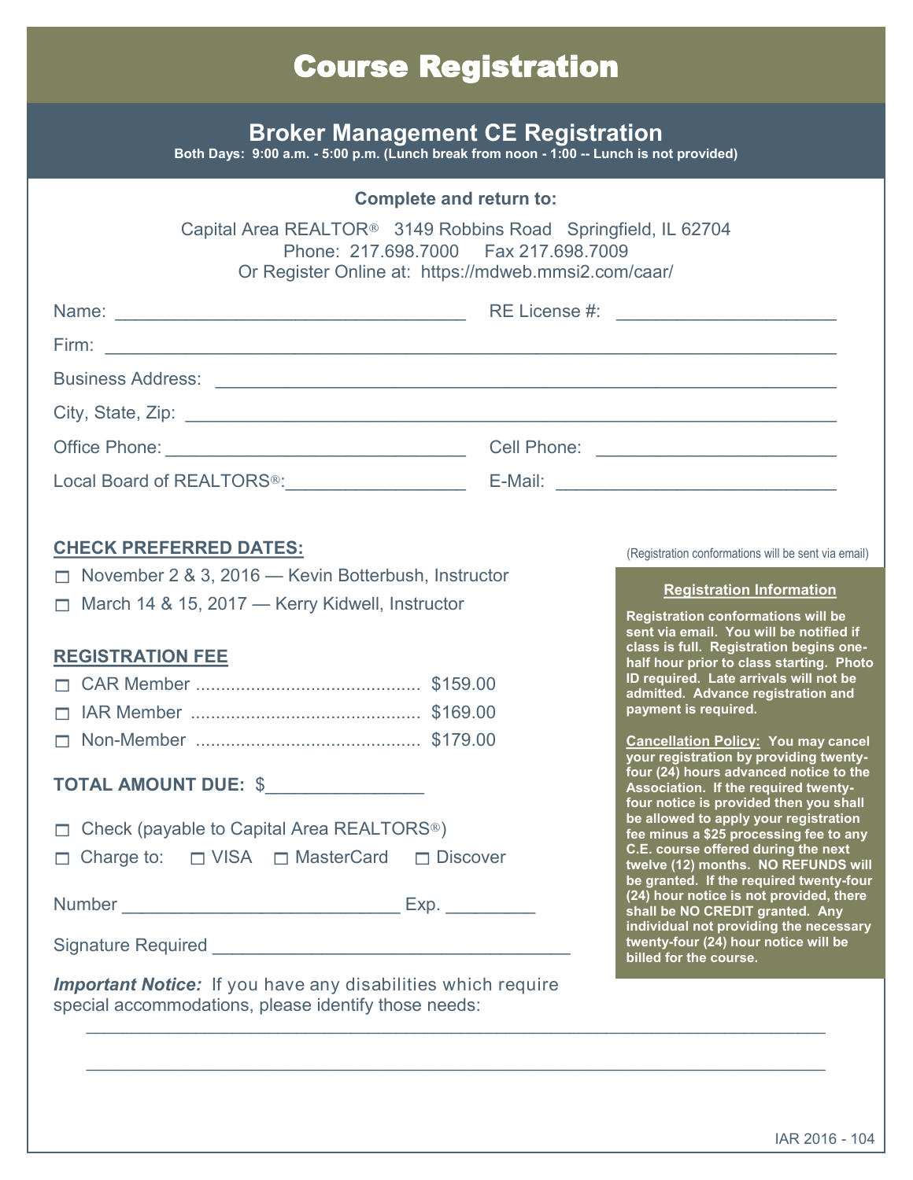# Course Registration

## Broker Management CE Registration

**Both Days: 9:00 a.m. - 5:00 p.m. (Lunch break from noon - 1:00 -- Lunch is not provided)**

**Complete and return to:**

Capital Area REALTOR® 3149 Robbins Road Springfield, IL 62704
Phone: 217.698.7000 Fax 217.698.7009
Or Register Online at: https://mdweb.mmsi2.com/caar/

Name: ___________________________________ RE License #: _____________________

Firm: ___________________________________________________________________

Business Address: _______________________________________________________

City, State, Zip: _________________________________________________________

Office Phone: ______________________________ Cell Phone: ______________________

Local Board of REALTORS®: _________________ E-Mail: ___________________________

**CHECK PREFERRED DATES:**

- ☐ November 2 & 3, 2016 — Kevin Botterbush, Instructor
- ☐ March 14 & 15, 2017 — Kerry Kidwell, Instructor

**REGISTRATION FEE**

- ☐ CAR Member ........................................... $159.00
- ☐ IAR Member ............................................ $169.00
- ☐ Non-Member ........................................... $179.00

**TOTAL AMOUNT DUE:** $_______________

- ☐ Check (payable to Capital Area REALTORS®)
- ☐ Charge to: ☐ VISA ☐ MasterCard ☐ Discover

Number ___________________________ Exp. _________

Signature Required ___________________________________

***Important Notice:*** If you have any disabilities which require special accommodations, please identify those needs:

_________________________________________________________________________

_________________________________________________________________________

(Registration conformations will be sent via email)

**Registration Information**

**Registration conformations will be sent via email. You will be notified if class is full. Registration begins one-half hour prior to class starting. Photo ID required. Late arrivals will not be admitted. Advance registration and payment is required.**

**Cancellation Policy: You may cancel your registration by providing twenty-four (24) hours advanced notice to the Association. If the required twenty-four notice is provided then you shall be allowed to apply your registration fee minus a $25 processing fee to any C.E. course offered during the next twelve (12) months. NO REFUNDS will be granted. If the required twenty-four (24) hour notice is not provided, there shall be NO CREDIT granted. Any individual not providing the necessary twenty-four (24) hour notice will be billed for the course.**

IAR 2016 - 104